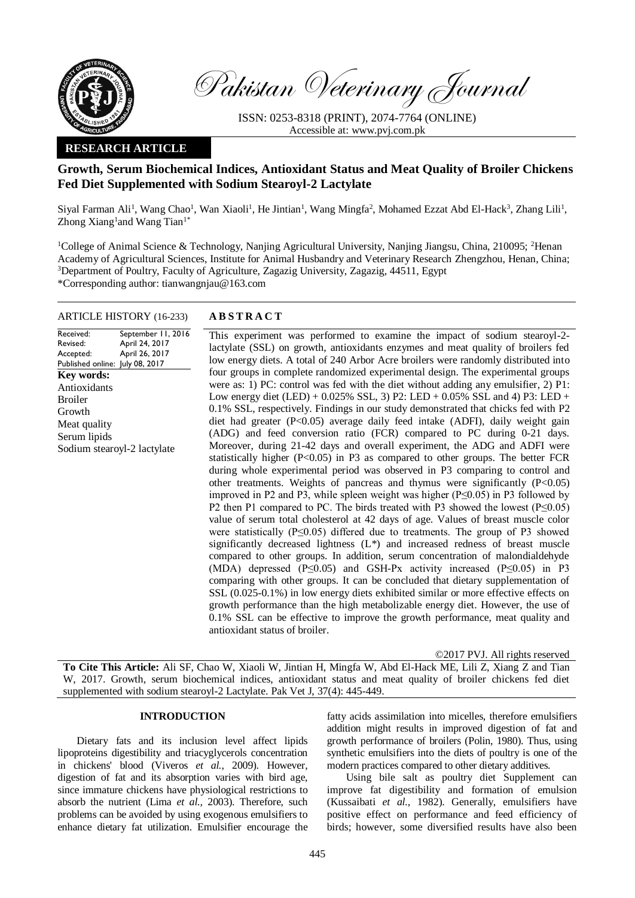Pakistan Veterinary Journal

ISSN: 0253-8318 (PRINT), 2074-7764 (ONLINE)
Accessible at: www.pvj.com.pk

**RESEARCH ARTICLE**

# Growth, Serum Biochemical Indices, Antioxidant Status and Meat Quality of Broiler Chickens Fed Diet Supplemented with Sodium Stearoyl-2 Lactylate

Siyal Farman Ali[1], Wang Chao[1], Wan Xiaoli[1], He Jintian[1], Wang Mingfa[2], Mohamed Ezzat Abd El-Hack[3], Zhang Lili[1], Zhong Xiang[1] and Wang Tian[1*]

[1]College of Animal Science & Technology, Nanjing Agricultural University, Nanjing Jiangsu, China, 210095; [2]Henan Academy of Agricultural Sciences, Institute for Animal Husbandry and Veterinary Research Zhengzhou, Henan, China; [3]Department of Poultry, Faculty of Agriculture, Zagazig University, Zagazig, 44511, Egypt
*Corresponding author: tianwangnjau@163.com

**ARTICLE HISTORY** (16-233)

| | |
|---|---|
| Received: | September 11, 2016 |
| Revised: | April 24, 2017 |
| Accepted: | April 26, 2017 |
| Published online: | July 08, 2017 |

**Key words:**
Antioxidants
Broiler
Growth
Meat quality
Serum lipids
Sodium stearoyl-2 lactylate

## ABSTRACT

This experiment was performed to examine the impact of sodium stearoyl-2-lactylate (SSL) on growth, antioxidants enzymes and meat quality of broilers fed low energy diets. A total of 240 Arbor Acre broilers were randomly distributed into four groups in complete randomized experimental design. The experimental groups were as: 1) PC: control was fed with the diet without adding any emulsifier, 2) P1: Low energy diet (LED) + 0.025% SSL, 3) P2: LED + 0.05% SSL and 4) P3: LED + 0.1% SSL, respectively. Findings in our study demonstrated that chicks fed with P2 diet had greater ($P<0.05$) average daily feed intake (ADFI), daily weight gain (ADG) and feed conversion ratio (FCR) compared to PC during 0-21 days. Moreover, during 21-42 days and overall experiment, the ADG and ADFI were statistically higher ($P<0.05$) in P3 as compared to other groups. The better FCR during whole experimental period was observed in P3 comparing to control and other treatments. Weights of pancreas and thymus were significantly ($P<0.05$) improved in P2 and P3, while spleen weight was higher ($P\leq0.05$) in P3 followed by P2 then P1 compared to PC. The birds treated with P3 showed the lowest ($P\leq0.05$) value of serum total cholesterol at 42 days of age. Values of breast muscle color were statistically ($P\leq0.05$) differed due to treatments. The group of P3 showed significantly decreased lightness (L*) and increased redness of breast muscle compared to other groups. In addition, serum concentration of malondialdehyde (MDA) depressed ($P\leq0.05$) and GSH-Px activity increased ($P\leq0.05$) in P3 comparing with other groups. It can be concluded that dietary supplementation of SSL (0.025-0.1%) in low energy diets exhibited similar or more effective effects on growth performance than the high metabolizable energy diet. However, the use of 0.1% SSL can be effective to improve the growth performance, meat quality and antioxidant status of broiler.

©2017 PVJ. All rights reserved

**To Cite This Article:** Ali SF, Chao W, Xiaoli W, Jintian H, Mingfa W, Abd El-Hack ME, Lili Z, Xiang Z and Tian W, 2017. Growth, serum biochemical indices, antioxidant status and meat quality of broiler chickens fed diet supplemented with sodium stearoyl-2 Lactylate. Pak Vet J, 37(4): 445-449.

## INTRODUCTION

Dietary fats and its inclusion level affect lipids lipoproteins digestibility and triacyglycerols concentration in chickens' blood (Viveros *et al.,* 2009). However, digestion of fat and its absorption varies with bird age, since immature chickens have physiological restrictions to absorb the nutrient (Lima *et al.,* 2003). Therefore, such problems can be avoided by using exogenous emulsifiers to enhance dietary fat utilization. Emulsifier encourage the fatty acids assimilation into micelles, therefore emulsifiers addition might results in improved digestion of fat and growth performance of broilers (Polin, 1980). Thus, using synthetic emulsifiers into the diets of poultry is one of the modern practices compared to other dietary additives.

Using bile salt as poultry diet Supplement can improve fat digestibility and formation of emulsion (Kussaibati *et al.,* 1982). Generally, emulsifiers have positive effect on performance and feed efficiency of birds; however, some diversified results have also been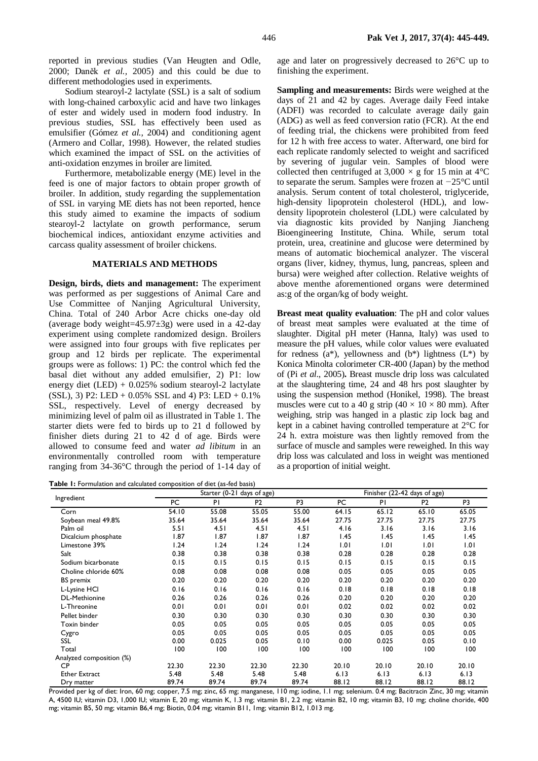reported in previous studies (Van Heugten and Odle, 2000; Daněk *et al.,* 2005) and this could be due to different methodologies used in experiments.

Sodium stearoyl-2 lactylate (SSL) is a salt of sodium with long-chained carboxylic acid and have two linkages of ester and widely used in modern food industry. In previous studies, SSL has effectively been used as emulsifier (Gómez *et al.,* 2004) and conditioning agent (Armero and Collar, 1998). However, the related studies which examined the impact of SSL on the activities of anti-oxidation enzymes in broiler are limited.

Furthermore, metabolizable energy (ME) level in the feed is one of major factors to obtain proper growth of broiler. In addition, study regarding the supplementation of SSL in varying ME diets has not been reported, hence this study aimed to examine the impacts of sodium stearoyl-2 lactylate on growth performance, serum biochemical indices, antioxidant enzyme activities and carcass quality assessment of broiler chickens.

## MATERIALS AND METHODS

**Design, birds, diets and management:** The experiment was performed as per suggestions of Animal Care and Use Committee of Nanjing Agricultural University, China. Total of 240 Arbor Acre chicks one-day old (average body weight=45.97±3g) were used in a 42-day experiment using complete randomized design. Broilers were assigned into four groups with five replicates per group and 12 birds per replicate. The experimental groups were as follows: 1) PC: the control which fed the basal diet without any added emulsifier, 2) P1: low energy diet (LED) + 0.025% sodium stearoyl-2 lactylate (SSL), 3) P2: LED + 0.05% SSL and 4) P3: LED + 0.1% SSL, respectively. Level of energy decreased by minimizing level of palm oil as illustrated in Table 1. The starter diets were fed to birds up to 21 d followed by finisher diets during 21 to 42 d of age. Birds were allowed to consume feed and water *ad libitum* in an environmentally controlled room with temperature ranging from 34-36°C through the period of 1-14 day of age and later on progressively decreased to 26°C up to finishing the experiment.

**Sampling and measurements:** Birds were weighed at the days of 21 and 42 by cages. Average daily Feed intake (ADFI) was recorded to calculate average daily gain (ADG) as well as feed conversion ratio (FCR). At the end of feeding trial, the chickens were prohibited from feed for 12 h with free access to water. Afterward, one bird for each replicate randomly selected to weight and sacrificed by severing of jugular vein. Samples of blood were collected then centrifuged at 3,000 × g for 15 min at 4°C to separate the serum. Samples were frozen at −25°C until analysis. Serum content of total cholesterol, triglyceride, high-density lipoprotein cholesterol (HDL), and low-density lipoprotein cholesterol (LDL) were calculated by via diagnostic kits provided by Nanjing Jiancheng Bioengineering Institute, China. While, serum total protein, urea, creatinine and glucose were determined by means of automatic biochemical analyzer. The visceral organs (liver, kidney, thymus, lung, pancreas, spleen and bursa) were weighed after collection. Relative weights of above menthe aforementioned organs were determined as:g of the organ/kg of body weight.

**Breast meat quality evaluation**: The pH and color values of breast meat samples were evaluated at the time of slaughter. Digital pH meter (Hanna, Italy) was used to measure the pH values, while color values were evaluated for redness (a*), yellowness and (b*) lightness (L*) by Konica Minolta colorimeter CR-400 (Japan) by the method of (Pi *et al*., 2005)**.** Breast muscle drip loss was calculated at the slaughtering time, 24 and 48 hrs post slaughter by using the suspension method (Honikel, 1998). The breast muscles were cut to a 40 g strip (40 × 10 × 80 mm). After weighing, strip was hanged in a plastic zip lock bag and kept in a cabinet having controlled temperature at 2°C for 24 h. extra moisture was then lightly removed from the surface of muscle and samples were reweighed. In this way drip loss was calculated and loss in weight was mentioned as a proportion of initial weight.

**Table 1:** Formulation and calculated composition of diet (as-fed basis)

| Ingredient | Starter (0-21 days of age) | | | | Finisher (22-42 days of age) | | | |
|---|---|---|---|---|---|---|---|---|
| | PC | P1 | P2 | P3 | PC | P1 | P2 | P3 |
| Corn | 54.10 | 55.08 | 55.05 | 55.00 | 64.15 | 65.12 | 65.10 | 65.05 |
| Soybean meal 49.8% | 35.64 | 35.64 | 35.64 | 35.64 | 27.75 | 27.75 | 27.75 | 27.75 |
| Palm oil | 5.51 | 4.51 | 4.51 | 4.51 | 4.16 | 3.16 | 3.16 | 3.16 |
| Dicalcium phosphate | 1.87 | 1.87 | 1.87 | 1.87 | 1.45 | 1.45 | 1.45 | 1.45 |
| Limestone 39% | 1.24 | 1.24 | 1.24 | 1.24 | 1.01 | 1.01 | 1.01 | 1.01 |
| Salt | 0.38 | 0.38 | 0.38 | 0.38 | 0.28 | 0.28 | 0.28 | 0.28 |
| Sodium bicarbonate | 0.15 | 0.15 | 0.15 | 0.15 | 0.15 | 0.15 | 0.15 | 0.15 |
| Choline chloride 60% | 0.08 | 0.08 | 0.08 | 0.08 | 0.05 | 0.05 | 0.05 | 0.05 |
| BS premix | 0.20 | 0.20 | 0.20 | 0.20 | 0.20 | 0.20 | 0.20 | 0.20 |
| L-Lysine HCl | 0.16 | 0.16 | 0.16 | 0.16 | 0.18 | 0.18 | 0.18 | 0.18 |
| DL-Methionine | 0.26 | 0.26 | 0.26 | 0.26 | 0.20 | 0.20 | 0.20 | 0.20 |
| L-Threonine | 0.01 | 0.01 | 0.01 | 0.01 | 0.02 | 0.02 | 0.02 | 0.02 |
| Pellet binder | 0.30 | 0.30 | 0.30 | 0.30 | 0.30 | 0.30 | 0.30 | 0.30 |
| Toxin binder | 0.05 | 0.05 | 0.05 | 0.05 | 0.05 | 0.05 | 0.05 | 0.05 |
| Cygro | 0.05 | 0.05 | 0.05 | 0.05 | 0.05 | 0.05 | 0.05 | 0.05 |
| SSL | 0.00 | 0.025 | 0.05 | 0.10 | 0.00 | 0.025 | 0.05 | 0.10 |
| Total | 100 | 100 | 100 | 100 | 100 | 100 | 100 | 100 |
| Analyzed composition (%) | | | | | | | | |
| CP | 22.30 | 22.30 | 22.30 | 22.30 | 20.10 | 20.10 | 20.10 | 20.10 |
| Ether Extract | 5.48 | 5.48 | 5.48 | 5.48 | 6.13 | 6.13 | 6.13 | 6.13 |
| Dry matter | 89.74 | 89.74 | 89.74 | 89.74 | 88.12 | 88.12 | 88.12 | 88.12 |

Provided per kg of diet: Iron, 60 mg; copper, 7.5 mg; zinc, 65 mg; manganese, 110 mg; iodine, 1.1 mg; selenium. 0.4 mg; Bacitracin Zinc, 30 mg; vitamin A, 4500 IU; vitamin D3, 1,000 IU; vitamin E, 20 mg; vitamin K, 1.3 mg; vitamin B1, 2.2 mg; vitamin B2, 10 mg; vitamin B3, 10 mg; choline choride, 400 mg; vitamin B5, 50 mg; vitamin B6,4 mg; Biotin, 0.04 mg; vitamin B11, 1mg; vitamin B12, 1.013 mg.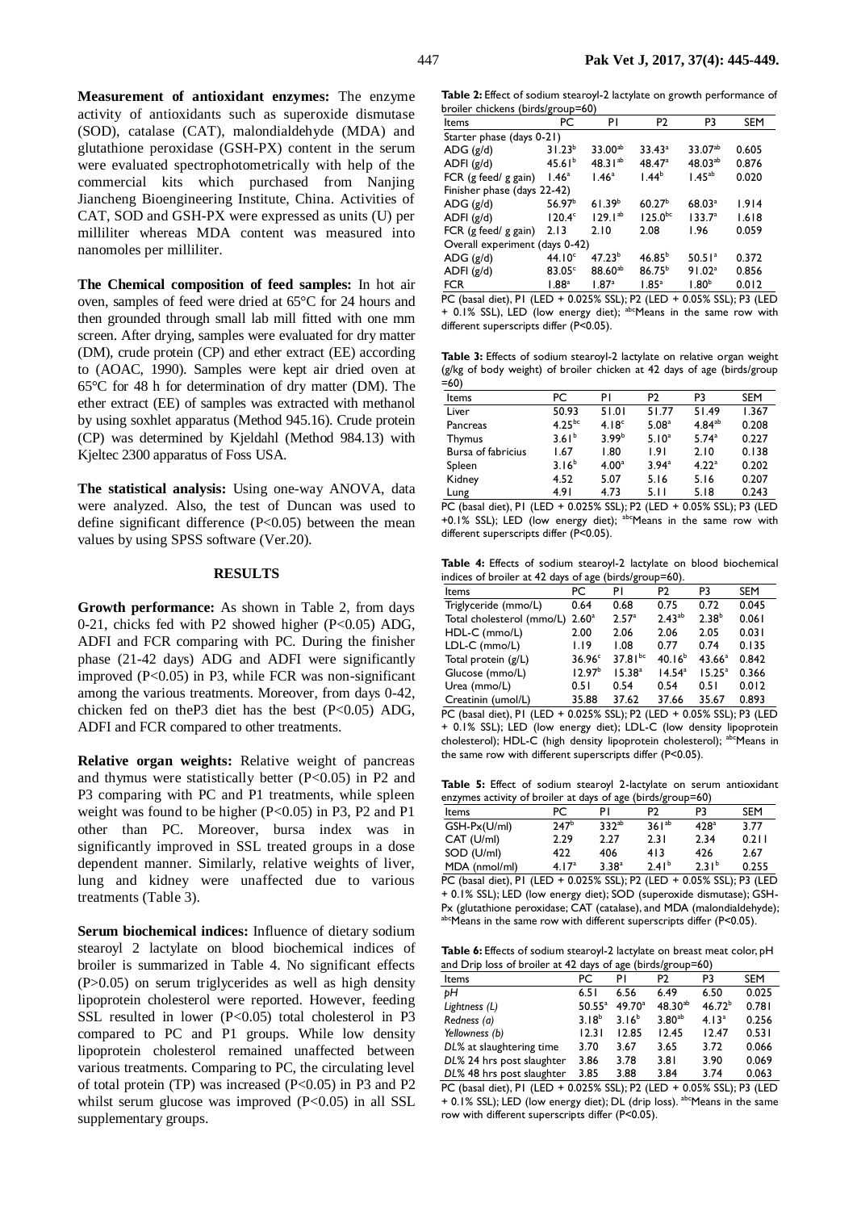**Measurement of antioxidant enzymes:** The enzyme activity of antioxidants such as superoxide dismutase (SOD), catalase (CAT), malondialdehyde (MDA) and glutathione peroxidase (GSH-PX) content in the serum were evaluated spectrophotometrically with help of the commercial kits which purchased from Nanjing Jiancheng Bioengineering Institute, China. Activities of CAT, SOD and GSH-PX were expressed as units (U) per milliliter whereas MDA content was measured into nanomoles per milliliter.

**The Chemical composition of feed samples:** In hot air oven, samples of feed were dried at 65°C for 24 hours and then grounded through small lab mill fitted with one mm screen. After drying, samples were evaluated for dry matter (DM), crude protein (CP) and ether extract (EE) according to (AOAC, 1990). Samples were kept air dried oven at 65°C for 48 h for determination of dry matter (DM). The ether extract (EE) of samples was extracted with methanol by using soxhlet apparatus (Method 945.16). Crude protein (CP) was determined by Kjeldahl (Method 984.13) with Kjeltec 2300 apparatus of Foss USA.

**The statistical analysis:** Using one-way ANOVA, data were analyzed. Also, the test of Duncan was used to define significant difference ($P<0.05$) between the mean values by using SPSS software (Ver.20).

## RESULTS

**Growth performance:** As shown in Table 2, from days 0-21, chicks fed with P2 showed higher ($P<0.05$) ADG, ADFI and FCR comparing with PC. During the finisher phase (21-42 days) ADG and ADFI were significantly improved ($P<0.05$) in P3, while FCR was non-significant among the various treatments. Moreover, from days 0-42, chicken fed on theP3 diet has the best ($P<0.05$) ADG, ADFI and FCR compared to other treatments.

**Relative organ weights:** Relative weight of pancreas and thymus were statistically better ($P<0.05$) in P2 and P3 comparing with PC and P1 treatments, while spleen weight was found to be higher ($P<0.05$) in P3, P2 and P1 other than PC. Moreover, bursa index was in significantly improved in SSL treated groups in a dose dependent manner. Similarly, relative weights of liver, lung and kidney were unaffected due to various treatments (Table 3).

**Serum biochemical indices:** Influence of dietary sodium stearoyl 2 lactylate on blood biochemical indices of broiler is summarized in Table 4. No significant effects ($P>0.05$) on serum triglycerides as well as high density lipoprotein cholesterol were reported. However, feeding SSL resulted in lower ($P<0.05$) total cholesterol in P3 compared to PC and P1 groups. While low density lipoprotein cholesterol remained unaffected between various treatments. Comparing to PC, the circulating level of total protein (TP) was increased ($P<0.05$) in P3 and P2 whilst serum glucose was improved ($P<0.05$) in all SSL supplementary groups.

**Table 2:** Effect of sodium stearoyl-2 lactylate on growth performance of broiler chickens (birds/group=60)

| Items | PC | P1 | P2 | P3 | SEM |
|---|---|---|---|---|---|
| Starter phase (days 0-21) | | | | | |
| ADG (g/d) | 31.23[b] | 33.00[ab] | 33.43[a] | 33.07[ab] | 0.605 |
| ADFI (g/d) | 45.61[b] | 48.31[ab] | 48.47[a] | 48.03[ab] | 0.876 |
| FCR (g feed/ g gain) | 1.46[a] | 1.46[a] | 1.44[b] | 1.45[ab] | 0.020 |
| Finisher phase (days 22-42) | | | | | |
| ADG (g/d) | 56.97[b] | 61.39[b] | 60.27[b] | 68.03[a] | 1.914 |
| ADFI (g/d) | 120.4[c] | 129.1[ab] | 125.0[bc] | 133.7[a] | 1.618 |
| FCR (g feed/ g gain) | 2.13 | 2.10 | 2.08 | 1.96 | 0.059 |
| Overall experiment (days 0-42) | | | | | |
| ADG (g/d) | 44.10[c] | 47.23[b] | 46.85[b] | 50.51[a] | 0.372 |
| ADFI (g/d) | 83.05[c] | 88.60[ab] | 86.75[b] | 91.02[a] | 0.856 |
| FCR | 1.88[a] | 1.87[a] | 1.85[a] | 1.80[b] | 0.012 |

PC (basal diet), P1 (LED + 0.025% SSL); P2 (LED + 0.05% SSL); P3 (LED + 0.1% SSL), LED (low energy diet); [abc]Means in the same row with different superscripts differ ($P<0.05$).

**Table 3:** Effects of sodium stearoyl-2 lactylate on relative organ weight (g/kg of body weight) of broiler chicken at 42 days of age (birds/group =60)

| Items | PC | P1 | P2 | P3 | SEM |
|---|---|---|---|---|---|
| Liver | 50.93 | 51.01 | 51.77 | 51.49 | 1.367 |
| Pancreas | 4.25[bc] | 4.18[c] | 5.08[a] | 4.84[ab] | 0.208 |
| Thymus | 3.61[b] | 3.99[b] | 5.10[a] | 5.74[a] | 0.227 |
| Bursa of fabricius | 1.67 | 1.80 | 1.91 | 2.10 | 0.138 |
| Spleen | 3.16[b] | 4.00[a] | 3.94[a] | 4.22[a] | 0.202 |
| Kidney | 4.52 | 5.07 | 5.16 | 5.16 | 0.207 |
| Lung | 4.91 | 4.73 | 5.11 | 5.18 | 0.243 |

PC (basal diet), P1 (LED + 0.025% SSL); P2 (LED + 0.05% SSL); P3 (LED +0.1% SSL); LED (low energy diet); [abc]Means in the same row with different superscripts differ ($P<0.05$).

**Table 4:** Effects of sodium stearoyl-2 lactylate on blood biochemical indices of broiler at 42 days of age (birds/group=60).

| Items | PC | P1 | P2 | P3 | SEM |
|---|---|---|---|---|---|
| Triglyceride (mmo/L) | 0.64 | 0.68 | 0.75 | 0.72 | 0.045 |
| Total cholesterol (mmo/L) | 2.60[a] | 2.57[a] | 2.43[ab] | 2.38[b] | 0.061 |
| HDL-C (mmo/L) | 2.00 | 2.06 | 2.06 | 2.05 | 0.031 |
| LDL-C (mmo/L) | 1.19 | 1.08 | 0.77 | 0.74 | 0.135 |
| Total protein (g/L) | 36.96[c] | 37.81[bc] | 40.16[b] | 43.66[a] | 0.842 |
| Glucose (mmo/L) | 12.97[b] | 15.38[a] | 14.54[a] | 15.25[a] | 0.366 |
| Urea (mmo/L) | 0.51 | 0.54 | 0.54 | 0.51 | 0.012 |
| Creatinin (umol/L) | 35.88 | 37.62 | 37.66 | 35.67 | 0.893 |

PC (basal diet), P1 (LED + 0.025% SSL); P2 (LED + 0.05% SSL); P3 (LED + 0.1% SSL); LED (low energy diet); LDL-C (low density lipoprotein cholesterol); HDL-C (high density lipoprotein cholesterol); [abc]Means in the same row with different superscripts differ ($P<0.05$).

**Table 5:** Effect of sodium stearoyl 2-lactylate on serum antioxidant enzymes activity of broiler at days of age (birds/group=60)

| Items | PC | P1 | P2 | P3 | SEM |
|---|---|---|---|---|---|
| GSH-Px(U/ml) | 247[b] | 332[ab] | 361[ab] | 428[a] | 3.77 |
| CAT (U/ml) | 2.29 | 2.27 | 2.31 | 2.34 | 0.211 |
| SOD (U/ml) | 422 | 406 | 413 | 426 | 2.67 |
| MDA (nmol/ml) | 4.17[a] | 3.38[a] | 2.41[b] | 2.31[b] | 0.255 |

PC (basal diet), P1 (LED + 0.025% SSL); P2 (LED + 0.05% SSL); P3 (LED + 0.1% SSL); LED (low energy diet); SOD (superoxide dismutase); GSH-Px (glutathione peroxidase; CAT (catalase), and MDA (malondialdehyde); [abc]Means in the same row with different superscripts differ ($P<0.05$).

**Table 6:** Effects of sodium stearoyl-2 lactylate on breast meat color, pH and Drip loss of broiler at 42 days of age (birds/group=60)

| Items | PC | P1 | P2 | P3 | SEM |
|---|---|---|---|---|---|
| *pH* | 6.51 | 6.56 | 6.49 | 6.50 | 0.025 |
| *Lightness (L)* | 50.55[a] | 49.70[a] | 48.30[ab] | 46.72[b] | 0.781 |
| *Redness (a)* | 3.18[b] | 3.16[b] | 3.80[ab] | 4.13[a] | 0.256 |
| *Yellowness (b)* | 12.31 | 12.85 | 12.45 | 12.47 | 0.531 |
| *DL% at slaughtering time* | 3.70 | 3.67 | 3.65 | 3.72 | 0.066 |
| *DL% 24 hrs post slaughter* | 3.86 | 3.78 | 3.81 | 3.90 | 0.069 |
| *DL% 48 hrs post slaughter* | 3.85 | 3.88 | 3.84 | 3.74 | 0.063 |

PC (basal diet), P1 (LED + 0.025% SSL); P2 (LED + 0.05% SSL); P3 (LED + 0.1% SSL); LED (low energy diet); DL (drip loss). [abc]Means in the same row with different superscripts differ ($P<0.05$).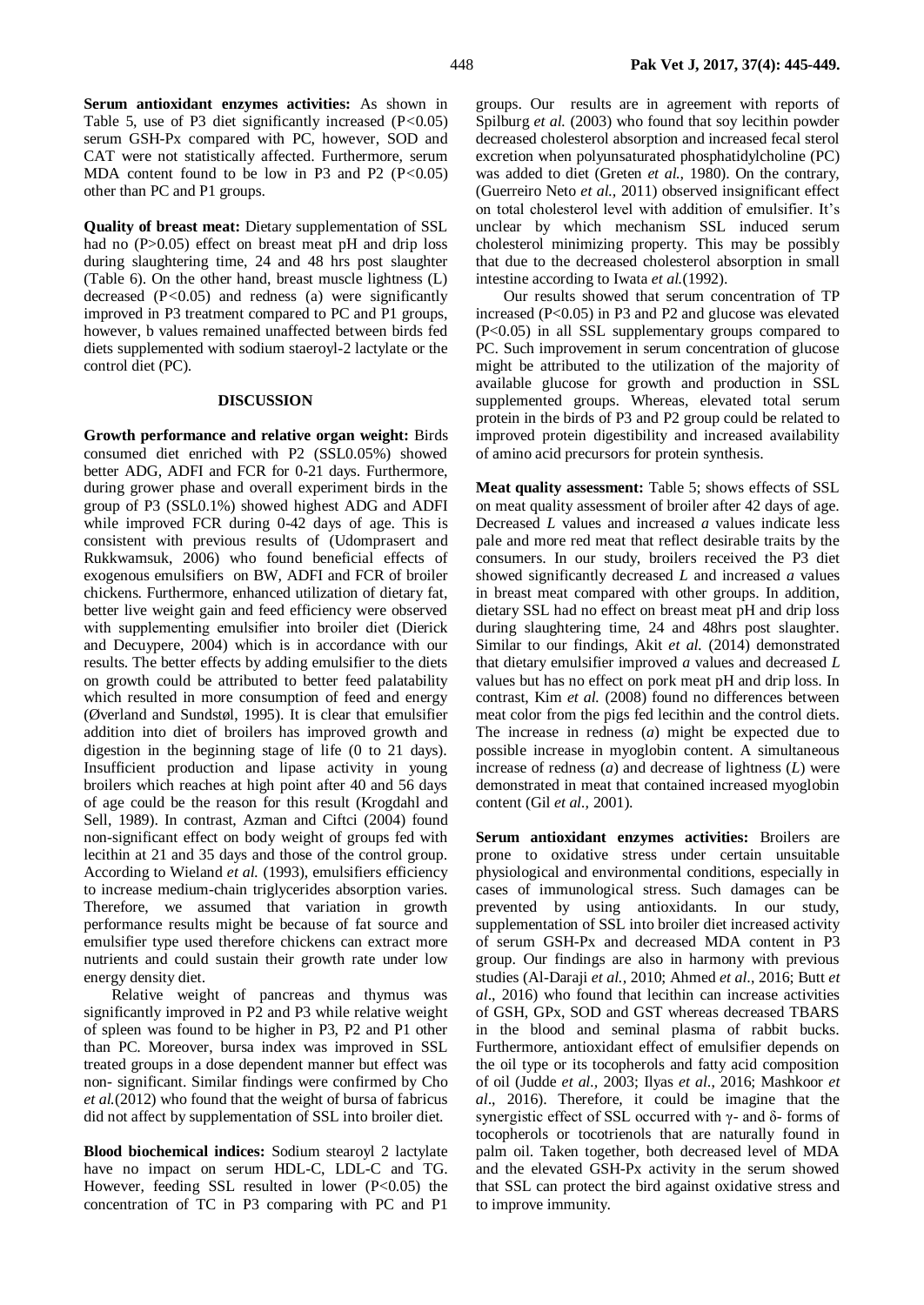**Serum antioxidant enzymes activities:** As shown in Table 5, use of P3 diet significantly increased ($P<0.05$) serum GSH-Px compared with PC, however, SOD and CAT were not statistically affected. Furthermore, serum MDA content found to be low in P3 and P2 ($P<0.05$) other than PC and P1 groups.

**Quality of breast meat:** Dietary supplementation of SSL had no ($P>0.05$) effect on breast meat pH and drip loss during slaughtering time, 24 and 48 hrs post slaughter (Table 6). On the other hand, breast muscle lightness (L) decreased ($P<0.05$) and redness (a) were significantly improved in P3 treatment compared to PC and P1 groups, however, b values remained unaffected between birds fed diets supplemented with sodium staeroyl-2 lactylate or the control diet (PC).

## DISCUSSION

**Growth performance and relative organ weight:** Birds consumed diet enriched with P2 (SSL0.05%) showed better ADG, ADFI and FCR for 0-21 days. Furthermore, during grower phase and overall experiment birds in the group of P3 (SSL0.1%) showed highest ADG and ADFI while improved FCR during 0-42 days of age. This is consistent with previous results of (Udomprasert and Rukkwamsuk, 2006) who found beneficial effects of exogenous emulsifiers on BW, ADFI and FCR of broiler chickens. Furthermore, enhanced utilization of dietary fat, better live weight gain and feed efficiency were observed with supplementing emulsifier into broiler diet (Dierick and Decuypere, 2004) which is in accordance with our results. The better effects by adding emulsifier to the diets on growth could be attributed to better feed palatability which resulted in more consumption of feed and energy (Øverland and Sundstøl, 1995). It is clear that emulsifier addition into diet of broilers has improved growth and digestion in the beginning stage of life (0 to 21 days). Insufficient production and lipase activity in young broilers which reaches at high point after 40 and 56 days of age could be the reason for this result (Krogdahl and Sell, 1989). In contrast, Azman and Ciftci (2004) found non-significant effect on body weight of groups fed with lecithin at 21 and 35 days and those of the control group. According to Wieland *et al.* (1993), emulsifiers efficiency to increase medium-chain triglycerides absorption varies. Therefore, we assumed that variation in growth performance results might be because of fat source and emulsifier type used therefore chickens can extract more nutrients and could sustain their growth rate under low energy density diet.

Relative weight of pancreas and thymus was significantly improved in P2 and P3 while relative weight of spleen was found to be higher in P3, P2 and P1 other than PC. Moreover, bursa index was improved in SSL treated groups in a dose dependent manner but effect was non- significant. Similar findings were confirmed by Cho *et al.*(2012) who found that the weight of bursa of fabricus did not affect by supplementation of SSL into broiler diet.

**Blood biochemical indices:** Sodium stearoyl 2 lactylate have no impact on serum HDL-C, LDL-C and TG. However, feeding SSL resulted in lower ($P<0.05$) the concentration of TC in P3 comparing with PC and P1 groups. Our results are in agreement with reports of Spilburg *et al.* (2003) who found that soy lecithin powder decreased cholesterol absorption and increased fecal sterol excretion when polyunsaturated phosphatidylcholine (PC) was added to diet (Greten *et al.,* 1980). On the contrary, (Guerreiro Neto *et al.,* 2011) observed insignificant effect on total cholesterol level with addition of emulsifier. It's unclear by which mechanism SSL induced serum cholesterol minimizing property. This may be possibly that due to the decreased cholesterol absorption in small intestine according to Iwata *et al.*(1992).

Our results showed that serum concentration of TP increased ($P<0.05$) in P3 and P2 and glucose was elevated ($P<0.05$) in all SSL supplementary groups compared to PC. Such improvement in serum concentration of glucose might be attributed to the utilization of the majority of available glucose for growth and production in SSL supplemented groups. Whereas, elevated total serum protein in the birds of P3 and P2 group could be related to improved protein digestibility and increased availability of amino acid precursors for protein synthesis.

**Meat quality assessment:** Table 5; shows effects of SSL on meat quality assessment of broiler after 42 days of age. Decreased *L* values and increased *a* values indicate less pale and more red meat that reflect desirable traits by the consumers. In our study, broilers received the P3 diet showed significantly decreased *L* and increased *a* values in breast meat compared with other groups. In addition, dietary SSL had no effect on breast meat pH and drip loss during slaughtering time, 24 and 48hrs post slaughter. Similar to our findings, Akit *et al.* (2014) demonstrated that dietary emulsifier improved *a* values and decreased *L* values but has no effect on pork meat pH and drip loss. In contrast, Kim *et al.* (2008) found no differences between meat color from the pigs fed lecithin and the control diets. The increase in redness (*a*) might be expected due to possible increase in myoglobin content. A simultaneous increase of redness (*a*) and decrease of lightness (*L*) were demonstrated in meat that contained increased myoglobin content (Gil *et al.,* 2001).

**Serum antioxidant enzymes activities:** Broilers are prone to oxidative stress under certain unsuitable physiological and environmental conditions, especially in cases of immunological stress. Such damages can be prevented by using antioxidants. In our study, supplementation of SSL into broiler diet increased activity of serum GSH-Px and decreased MDA content in P3 group. Our findings are also in harmony with previous studies (Al-Daraji *et al.,* 2010; Ahmed *et al.,* 2016; Butt *et al.*, 2016) who found that lecithin can increase activities of GSH, GPx, SOD and GST whereas decreased TBARS in the blood and seminal plasma of rabbit bucks. Furthermore, antioxidant effect of emulsifier depends on the oil type or its tocopherols and fatty acid composition of oil (Judde *et al.,* 2003; Ilyas *et al.,* 2016; Mashkoor *et al.*, 2016). Therefore, it could be imagine that the synergistic effect of SSL occurred with γ- and δ- forms of tocopherols or tocotrienols that are naturally found in palm oil. Taken together, both decreased level of MDA and the elevated GSH-Px activity in the serum showed that SSL can protect the bird against oxidative stress and to improve immunity.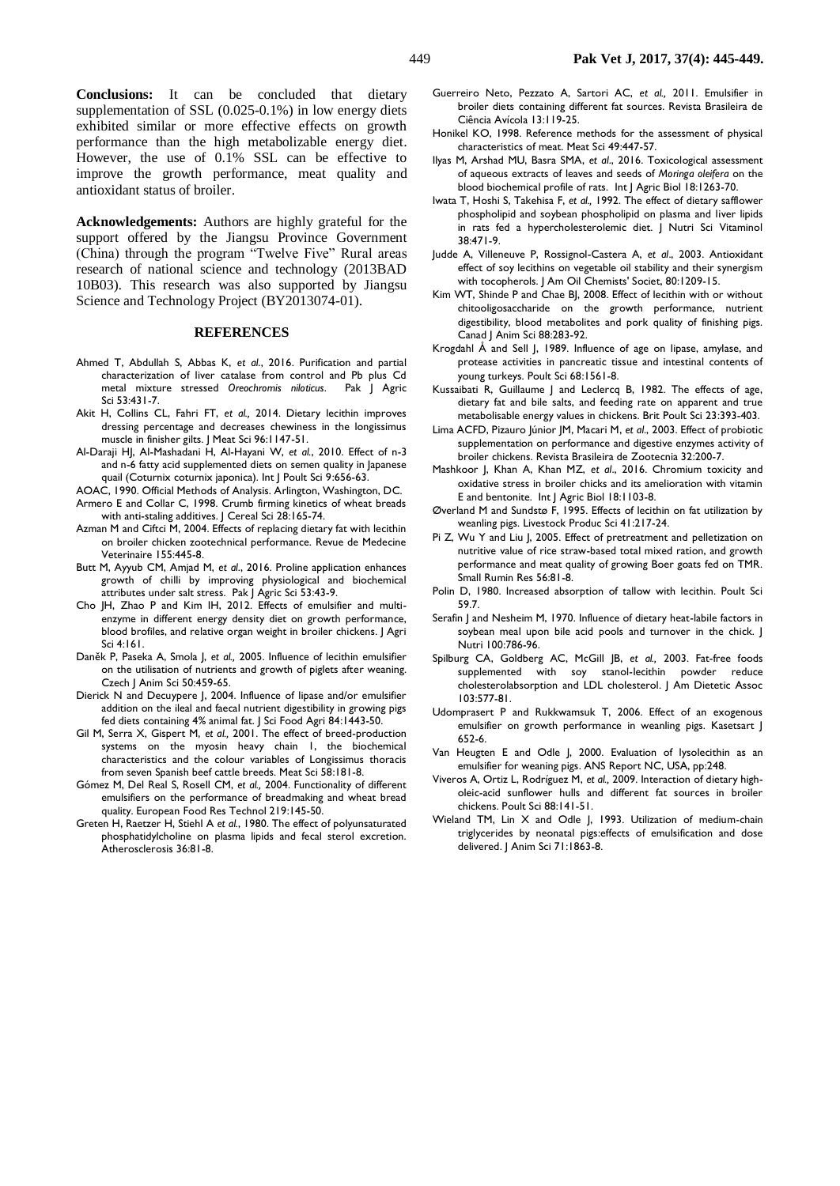**Conclusions:** It can be concluded that dietary supplementation of SSL (0.025-0.1%) in low energy diets exhibited similar or more effective effects on growth performance than the high metabolizable energy diet. However, the use of 0.1% SSL can be effective to improve the growth performance, meat quality and antioxidant status of broiler.

**Acknowledgements:** Authors are highly grateful for the support offered by the Jiangsu Province Government (China) through the program "Twelve Five" Rural areas research of national science and technology (2013BAD 10B03). This research was also supported by Jiangsu Science and Technology Project (BY2013074-01).

## REFERENCES

Ahmed T, Abdullah S, Abbas K, *et al*., 2016. Purification and partial characterization of liver catalase from control and Pb plus Cd metal mixture stressed *Oreochromis niloticus*. Pak J Agric Sci 53:431-7.

Akit H, Collins CL, Fahri FT, *et al.,* 2014. Dietary lecithin improves dressing percentage and decreases chewiness in the longissimus muscle in finisher gilts. J Meat Sci 96:1147-51.

Al-Daraji HJ, Al-Mashadani H, Al-Hayani W, *et al*., 2010. Effect of n-3 and n-6 fatty acid supplemented diets on semen quality in Japanese quail (Coturnix coturnix japonica). Int J Poult Sci 9:656-63.

AOAC, 1990. Official Methods of Analysis. Arlington, Washington, DC.

Armero E and Collar C, 1998. Crumb firming kinetics of wheat breads with anti-staling additives. J Cereal Sci 28:165-74.

Azman M and Ciftci M, 2004. Effects of replacing dietary fat with lecithin on broiler chicken zootechnical performance. Revue de Medecine Veterinaire 155:445-8.

Butt M, Ayyub CM, Amjad M, *et al*., 2016. Proline application enhances growth of chilli by improving physiological and biochemical attributes under salt stress. Pak J Agric Sci 53:43-9.

Cho JH, Zhao P and Kim IH, 2012. Effects of emulsifier and multi-enzyme in different energy density diet on growth performance, blood brofiles, and relative organ weight in broiler chickens. J Agri Sci 4:161.

Daněk P, Paseka A, Smola J, *et al.,* 2005. Influence of lecithin emulsifier on the utilisation of nutrients and growth of piglets after weaning. Czech J Anim Sci 50:459-65.

Dierick N and Decuypere J, 2004. Influence of lipase and/or emulsifier addition on the ileal and faecal nutrient digestibility in growing pigs fed diets containing 4% animal fat. J Sci Food Agri 84:1443-50.

Gil M, Serra X, Gispert M, *et al.,* 2001. The effect of breed-production systems on the myosin heavy chain 1, the biochemical characteristics and the colour variables of Longissimus thoracis from seven Spanish beef cattle breeds. Meat Sci 58:181-8.

Gómez M, Del Real S, Rosell CM, *et al.,* 2004. Functionality of different emulsifiers on the performance of breadmaking and wheat bread quality. European Food Res Technol 219:145-50.

Greten H, Raetzer H, Stiehl A *et al*., 1980. The effect of polyunsaturated phosphatidylcholine on plasma lipids and fecal sterol excretion. Atherosclerosis 36:81-8.

Guerreiro Neto, Pezzato A, Sartori AC, *et al.,* 2011. Emulsifier in broiler diets containing different fat sources. Revista Brasileira de Ciência Avícola 13:119-25.

Honikel KO, 1998. Reference methods for the assessment of physical characteristics of meat. Meat Sci 49:447-57.

Ilyas M, Arshad MU, Basra SMA, *et al*., 2016. Toxicological assessment of aqueous extracts of leaves and seeds of *Moringa oleifera* on the blood biochemical profile of rats. Int J Agric Biol 18:1263-70.

Iwata T, Hoshi S, Takehisa F, *et al.,* 1992. The effect of dietary safflower phospholipid and soybean phospholipid on plasma and liver lipids in rats fed a hypercholesterolemic diet. J Nutri Sci Vitaminol 38:471-9.

Judde A, Villeneuve P, Rossignol-Castera A, *et al*., 2003. Antioxidant effect of soy lecithins on vegetable oil stability and their synergism with tocopherols. J Am Oil Chemists' Societ, 80:1209-15.

Kim WT, Shinde P and Chae BJ, 2008. Effect of lecithin with or without chitooligosaccharide on the growth performance, nutrient digestibility, blood metabolites and pork quality of finishing pigs. Canad J Anim Sci 88:283-92.

Krogdahl Å and Sell J, 1989. Influence of age on lipase, amylase, and protease activities in pancreatic tissue and intestinal contents of young turkeys. Poult Sci 68:1561-8.

Kussaibati R, Guillaume J and Leclercq B, 1982. The effects of age, dietary fat and bile salts, and feeding rate on apparent and true metabolisable energy values in chickens. Brit Poult Sci 23:393-403.

Lima ACFD, Pizauro Júnior JM, Macari M, *et al*., 2003. Effect of probiotic supplementation on performance and digestive enzymes activity of broiler chickens. Revista Brasileira de Zootecnia 32:200-7.

Mashkoor J, Khan A, Khan MZ, *et al*., 2016. Chromium toxicity and oxidative stress in broiler chicks and its amelioration with vitamin E and bentonite. Int J Agric Biol 18:1103-8.

Øverland M and Sundstø F, 1995. Effects of lecithin on fat utilization by weanling pigs. Livestock Produc Sci 41:217-24.

Pi Z, Wu Y and Liu J, 2005. Effect of pretreatment and pelletization on nutritive value of rice straw-based total mixed ration, and growth performance and meat quality of growing Boer goats fed on TMR. Small Rumin Res 56:81-8.

Polin D, 1980. Increased absorption of tallow with lecithin. Poult Sci 59.7.

Serafin J and Nesheim M, 1970. Influence of dietary heat-labile factors in soybean meal upon bile acid pools and turnover in the chick. J Nutri 100:786-96.

Spilburg CA, Goldberg AC, McGill JB, *et al.,* 2003. Fat-free foods supplemented with soy stanol-lecithin powder reduce cholesterolabsorption and LDL cholesterol. J Am Dietetic Assoc 103:577-81.

Udomprasert P and Rukkwamsuk T, 2006. Effect of an exogenous emulsifier on growth performance in weanling pigs. Kasetsart J 652-6.

Van Heugten E and Odle J, 2000. Evaluation of lysolecithin as an emulsifier for weaning pigs. ANS Report NC, USA, pp:248.

Viveros A, Ortiz L, Rodríguez M, *et al.,* 2009. Interaction of dietary high-oleic-acid sunflower hulls and different fat sources in broiler chickens. Poult Sci 88:141-51.

Wieland TM, Lin X and Odle J, 1993. Utilization of medium-chain triglycerides by neonatal pigs:effects of emulsification and dose delivered. J Anim Sci 71:1863-8.